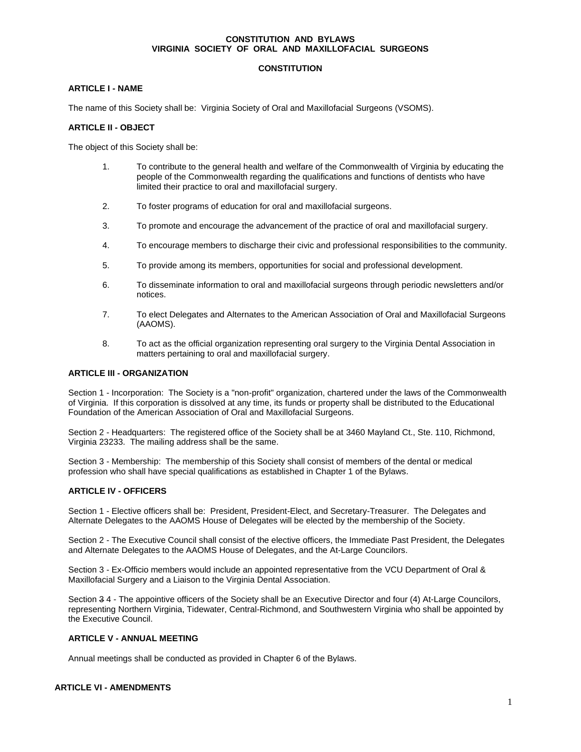# CONSTITUTION AND BYLAWS
# VIRGINIA SOCIETY OF ORAL AND MAXILLOFACIAL SURGEONS

## CONSTITUTION

### ARTICLE I - NAME

The name of this Society shall be: Virginia Society of Oral and Maxillofacial Surgeons (VSOMS).

### ARTICLE II - OBJECT

The object of this Society shall be:

1. To contribute to the general health and welfare of the Commonwealth of Virginia by educating the people of the Commonwealth regarding the qualifications and functions of dentists who have limited their practice to oral and maxillofacial surgery.

2. To foster programs of education for oral and maxillofacial surgeons.

3. To promote and encourage the advancement of the practice of oral and maxillofacial surgery.

4. To encourage members to discharge their civic and professional responsibilities to the community.

5. To provide among its members, opportunities for social and professional development.

6. To disseminate information to oral and maxillofacial surgeons through periodic newsletters and/or notices.

7. To elect Delegates and Alternates to the American Association of Oral and Maxillofacial Surgeons (AAOMS).

8. To act as the official organization representing oral surgery to the Virginia Dental Association in matters pertaining to oral and maxillofacial surgery.

### ARTICLE III - ORGANIZATION

Section 1 - Incorporation: The Society is a "non-profit" organization, chartered under the laws of the Commonwealth of Virginia. If this corporation is dissolved at any time, its funds or property shall be distributed to the Educational Foundation of the American Association of Oral and Maxillofacial Surgeons.

Section 2 - Headquarters: The registered office of the Society shall be at 3460 Mayland Ct., Ste. 110, Richmond, Virginia 23233. The mailing address shall be the same.

Section 3 - Membership: The membership of this Society shall consist of members of the dental or medical profession who shall have special qualifications as established in Chapter 1 of the Bylaws.

### ARTICLE IV - OFFICERS

Section 1 - Elective officers shall be: President, President-Elect, and Secretary-Treasurer. The Delegates and Alternate Delegates to the AAOMS House of Delegates will be elected by the membership of the Society.

Section 2 - The Executive Council shall consist of the elective officers, the Immediate Past President, the Delegates and Alternate Delegates to the AAOMS House of Delegates, and the At-Large Councilors.

Section 3 - Ex-Officio members would include an appointed representative from the VCU Department of Oral & Maxillofacial Surgery and a Liaison to the Virginia Dental Association.

Section ~~3~~ 4 - The appointive officers of the Society shall be an Executive Director and four (4) At-Large Councilors, representing Northern Virginia, Tidewater, Central-Richmond, and Southwestern Virginia who shall be appointed by the Executive Council.

### ARTICLE V - ANNUAL MEETING

Annual meetings shall be conducted as provided in Chapter 6 of the Bylaws.

### ARTICLE VI - AMENDMENTS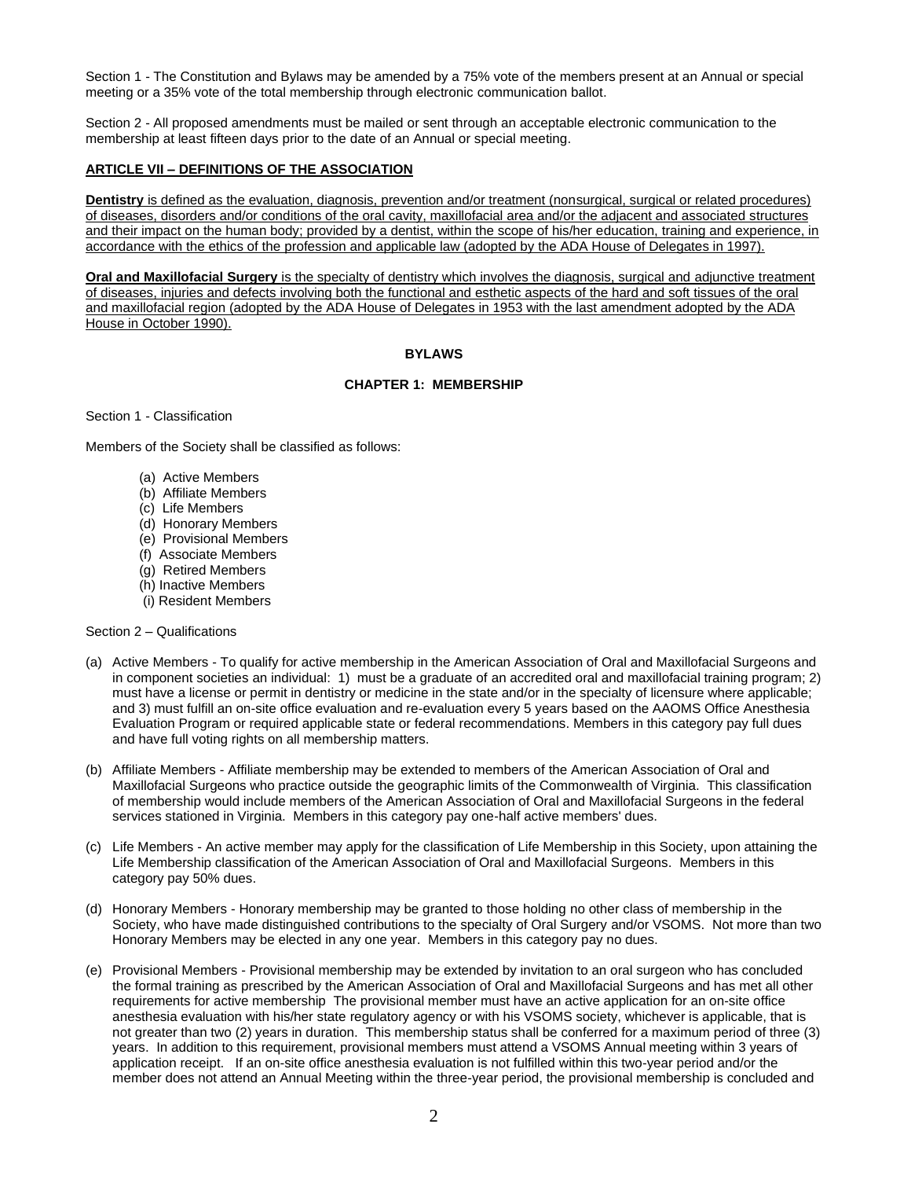Section 1 - The Constitution and Bylaws may be amended by a 75% vote of the members present at an Annual or special meeting or a 35% vote of the total membership through electronic communication ballot.

Section 2 - All proposed amendments must be mailed or sent through an acceptable electronic communication to the membership at least fifteen days prior to the date of an Annual or special meeting.

## ARTICLE VII – DEFINITIONS OF THE ASSOCIATION

**Dentistry** is defined as the evaluation, diagnosis, prevention and/or treatment (nonsurgical, surgical or related procedures) of diseases, disorders and/or conditions of the oral cavity, maxillofacial area and/or the adjacent and associated structures and their impact on the human body; provided by a dentist, within the scope of his/her education, training and experience, in accordance with the ethics of the profession and applicable law (adopted by the ADA House of Delegates in 1997).

**Oral and Maxillofacial Surgery** is the specialty of dentistry which involves the diagnosis, surgical and adjunctive treatment of diseases, injuries and defects involving both the functional and esthetic aspects of the hard and soft tissues of the oral and maxillofacial region (adopted by the ADA House of Delegates in 1953 with the last amendment adopted by the ADA House in October 1990).

# BYLAWS

## CHAPTER 1: MEMBERSHIP

Section 1 - Classification

Members of the Society shall be classified as follows:

(a) Active Members
(b) Affiliate Members
(c) Life Members
(d) Honorary Members
(e) Provisional Members
(f) Associate Members
(g) Retired Members
(h) Inactive Members
(i) Resident Members

Section 2 – Qualifications

(a) Active Members - To qualify for active membership in the American Association of Oral and Maxillofacial Surgeons and in component societies an individual: 1) must be a graduate of an accredited oral and maxillofacial training program; 2) must have a license or permit in dentistry or medicine in the state and/or in the specialty of licensure where applicable; and 3) must fulfill an on-site office evaluation and re-evaluation every 5 years based on the AAOMS Office Anesthesia Evaluation Program or required applicable state or federal recommendations. Members in this category pay full dues and have full voting rights on all membership matters.

(b) Affiliate Members - Affiliate membership may be extended to members of the American Association of Oral and Maxillofacial Surgeons who practice outside the geographic limits of the Commonwealth of Virginia. This classification of membership would include members of the American Association of Oral and Maxillofacial Surgeons in the federal services stationed in Virginia. Members in this category pay one-half active members' dues.

(c) Life Members - An active member may apply for the classification of Life Membership in this Society, upon attaining the Life Membership classification of the American Association of Oral and Maxillofacial Surgeons. Members in this category pay 50% dues.

(d) Honorary Members - Honorary membership may be granted to those holding no other class of membership in the Society, who have made distinguished contributions to the specialty of Oral Surgery and/or VSOMS. Not more than two Honorary Members may be elected in any one year. Members in this category pay no dues.

(e) Provisional Members - Provisional membership may be extended by invitation to an oral surgeon who has concluded the formal training as prescribed by the American Association of Oral and Maxillofacial Surgeons and has met all other requirements for active membership The provisional member must have an active application for an on-site office anesthesia evaluation with his/her state regulatory agency or with his VSOMS society, whichever is applicable, that is not greater than two (2) years in duration. This membership status shall be conferred for a maximum period of three (3) years. In addition to this requirement, provisional members must attend a VSOMS Annual meeting within 3 years of application receipt. If an on-site office anesthesia evaluation is not fulfilled within this two-year period and/or the member does not attend an Annual Meeting within the three-year period, the provisional membership is concluded and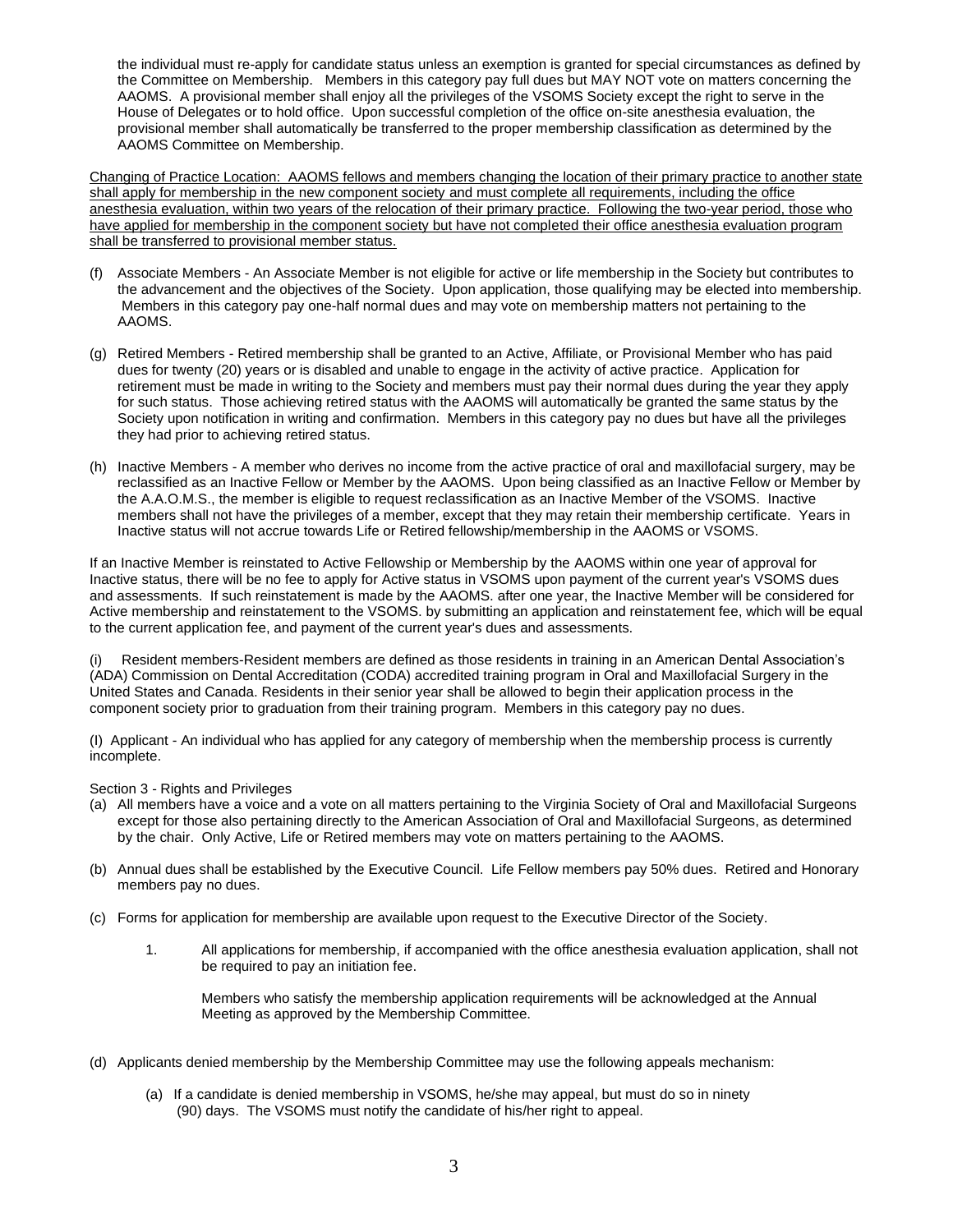the individual must re-apply for candidate status unless an exemption is granted for special circumstances as defined by the Committee on Membership. Members in this category pay full dues but MAY NOT vote on matters concerning the AAOMS. A provisional member shall enjoy all the privileges of the VSOMS Society except the right to serve in the House of Delegates or to hold office. Upon successful completion of the office on-site anesthesia evaluation, the provisional member shall automatically be transferred to the proper membership classification as determined by the AAOMS Committee on Membership.

<u>Changing of Practice Location: AAOMS fellows and members changing the location of their primary practice to another state shall apply for membership in the new component society and must complete all requirements, including the office anesthesia evaluation, within two years of the relocation of their primary practice. Following the two-year period, those who have applied for membership in the component society but have not completed their office anesthesia evaluation program shall be transferred to provisional member status.</u>

(f) Associate Members - An Associate Member is not eligible for active or life membership in the Society but contributes to the advancement and the objectives of the Society. Upon application, those qualifying may be elected into membership. Members in this category pay one-half normal dues and may vote on membership matters not pertaining to the AAOMS.

(g) Retired Members - Retired membership shall be granted to an Active, Affiliate, or Provisional Member who has paid dues for twenty (20) years or is disabled and unable to engage in the activity of active practice. Application for retirement must be made in writing to the Society and members must pay their normal dues during the year they apply for such status. Those achieving retired status with the AAOMS will automatically be granted the same status by the Society upon notification in writing and confirmation. Members in this category pay no dues but have all the privileges they had prior to achieving retired status.

(h) Inactive Members - A member who derives no income from the active practice of oral and maxillofacial surgery, may be reclassified as an Inactive Fellow or Member by the AAOMS. Upon being classified as an Inactive Fellow or Member by the A.A.O.M.S., the member is eligible to request reclassification as an Inactive Member of the VSOMS. Inactive members shall not have the privileges of a member, except that they may retain their membership certificate. Years in Inactive status will not accrue towards Life or Retired fellowship/membership in the AAOMS or VSOMS.

If an Inactive Member is reinstated to Active Fellowship or Membership by the AAOMS within one year of approval for Inactive status, there will be no fee to apply for Active status in VSOMS upon payment of the current year's VSOMS dues and assessments. If such reinstatement is made by the AAOMS. after one year, the Inactive Member will be considered for Active membership and reinstatement to the VSOMS. by submitting an application and reinstatement fee, which will be equal to the current application fee, and payment of the current year's dues and assessments.

(i) Resident members-Resident members are defined as those residents in training in an American Dental Association's (ADA) Commission on Dental Accreditation (CODA) accredited training program in Oral and Maxillofacial Surgery in the United States and Canada. Residents in their senior year shall be allowed to begin their application process in the component society prior to graduation from their training program. Members in this category pay no dues.

(I) Applicant - An individual who has applied for any category of membership when the membership process is currently incomplete.

Section 3 - Rights and Privileges

(a) All members have a voice and a vote on all matters pertaining to the Virginia Society of Oral and Maxillofacial Surgeons except for those also pertaining directly to the American Association of Oral and Maxillofacial Surgeons, as determined by the chair. Only Active, Life or Retired members may vote on matters pertaining to the AAOMS.

(b) Annual dues shall be established by the Executive Council. Life Fellow members pay 50% dues. Retired and Honorary members pay no dues.

(c) Forms for application for membership are available upon request to the Executive Director of the Society.

1. All applications for membership, if accompanied with the office anesthesia evaluation application, shall not be required to pay an initiation fee.

   Members who satisfy the membership application requirements will be acknowledged at the Annual Meeting as approved by the Membership Committee.

(d) Applicants denied membership by the Membership Committee may use the following appeals mechanism:

   (a) If a candidate is denied membership in VSOMS, he/she may appeal, but must do so in ninety (90) days. The VSOMS must notify the candidate of his/her right to appeal.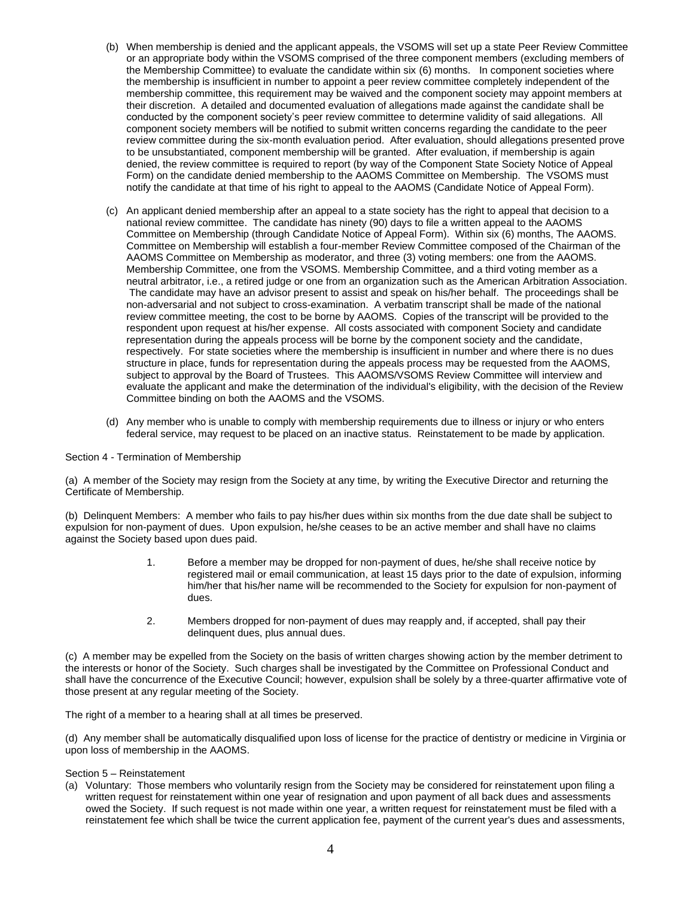(b) When membership is denied and the applicant appeals, the VSOMS will set up a state Peer Review Committee or an appropriate body within the VSOMS comprised of the three component members (excluding members of the Membership Committee) to evaluate the candidate within six (6) months. In component societies where the membership is insufficient in number to appoint a peer review committee completely independent of the membership committee, this requirement may be waived and the component society may appoint members at their discretion. A detailed and documented evaluation of allegations made against the candidate shall be conducted by the component society's peer review committee to determine validity of said allegations. All component society members will be notified to submit written concerns regarding the candidate to the peer review committee during the six-month evaluation period. After evaluation, should allegations presented prove to be unsubstantiated, component membership will be granted. After evaluation, if membership is again denied, the review committee is required to report (by way of the Component State Society Notice of Appeal Form) on the candidate denied membership to the AAOMS Committee on Membership. The VSOMS must notify the candidate at that time of his right to appeal to the AAOMS (Candidate Notice of Appeal Form).

(c) An applicant denied membership after an appeal to a state society has the right to appeal that decision to a national review committee. The candidate has ninety (90) days to file a written appeal to the AAOMS Committee on Membership (through Candidate Notice of Appeal Form). Within six (6) months, The AAOMS. Committee on Membership will establish a four-member Review Committee composed of the Chairman of the AAOMS Committee on Membership as moderator, and three (3) voting members: one from the AAOMS. Membership Committee, one from the VSOMS. Membership Committee, and a third voting member as a neutral arbitrator, i.e., a retired judge or one from an organization such as the American Arbitration Association. The candidate may have an advisor present to assist and speak on his/her behalf. The proceedings shall be non-adversarial and not subject to cross-examination. A verbatim transcript shall be made of the national review committee meeting, the cost to be borne by AAOMS. Copies of the transcript will be provided to the respondent upon request at his/her expense. All costs associated with component Society and candidate representation during the appeals process will be borne by the component society and the candidate, respectively. For state societies where the membership is insufficient in number and where there is no dues structure in place, funds for representation during the appeals process may be requested from the AAOMS, subject to approval by the Board of Trustees. This AAOMS/VSOMS Review Committee will interview and evaluate the applicant and make the determination of the individual's eligibility, with the decision of the Review Committee binding on both the AAOMS and the VSOMS.

(d) Any member who is unable to comply with membership requirements due to illness or injury or who enters federal service, may request to be placed on an inactive status. Reinstatement to be made by application.

Section 4 - Termination of Membership

(a) A member of the Society may resign from the Society at any time, by writing the Executive Director and returning the Certificate of Membership.

(b) Delinquent Members: A member who fails to pay his/her dues within six months from the due date shall be subject to expulsion for non-payment of dues. Upon expulsion, he/she ceases to be an active member and shall have no claims against the Society based upon dues paid.

1. Before a member may be dropped for non-payment of dues, he/she shall receive notice by registered mail or email communication, at least 15 days prior to the date of expulsion, informing him/her that his/her name will be recommended to the Society for expulsion for non-payment of dues.

2. Members dropped for non-payment of dues may reapply and, if accepted, shall pay their delinquent dues, plus annual dues.

(c) A member may be expelled from the Society on the basis of written charges showing action by the member detriment to the interests or honor of the Society. Such charges shall be investigated by the Committee on Professional Conduct and shall have the concurrence of the Executive Council; however, expulsion shall be solely by a three-quarter affirmative vote of those present at any regular meeting of the Society.

The right of a member to a hearing shall at all times be preserved.

(d) Any member shall be automatically disqualified upon loss of license for the practice of dentistry or medicine in Virginia or upon loss of membership in the AAOMS.

Section 5 – Reinstatement

(a) Voluntary: Those members who voluntarily resign from the Society may be considered for reinstatement upon filing a written request for reinstatement within one year of resignation and upon payment of all back dues and assessments owed the Society. If such request is not made within one year, a written request for reinstatement must be filed with a reinstatement fee which shall be twice the current application fee, payment of the current year's dues and assessments,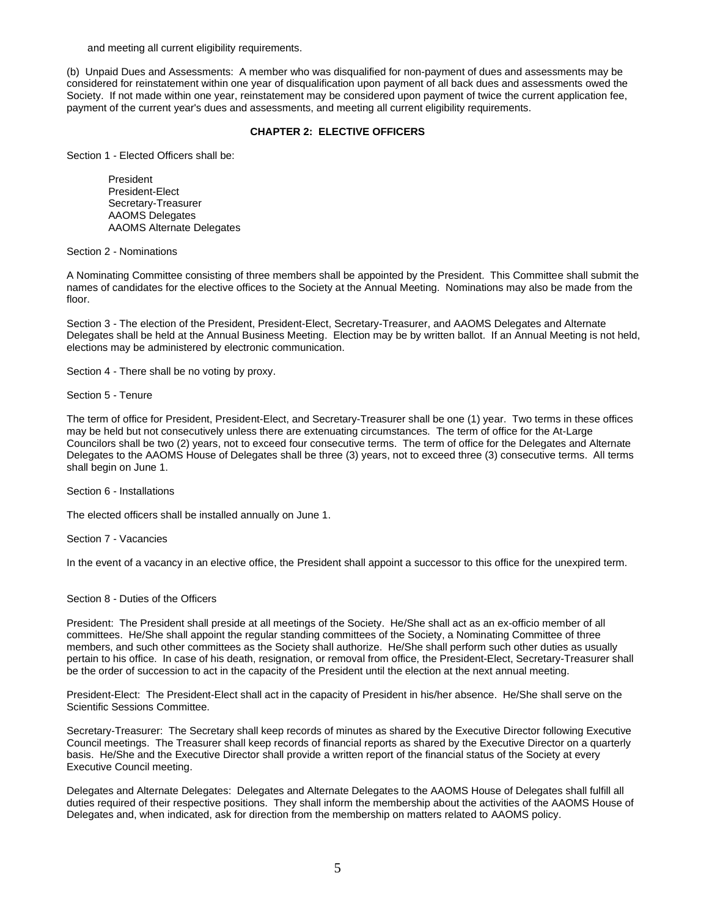and meeting all current eligibility requirements.

(b) Unpaid Dues and Assessments: A member who was disqualified for non-payment of dues and assessments may be considered for reinstatement within one year of disqualification upon payment of all back dues and assessments owed the Society. If not made within one year, reinstatement may be considered upon payment of twice the current application fee, payment of the current year's dues and assessments, and meeting all current eligibility requirements.

## CHAPTER 2: ELECTIVE OFFICERS

Section 1 - Elected Officers shall be:

President
President-Elect
Secretary-Treasurer
AAOMS Delegates
AAOMS Alternate Delegates

Section 2 - Nominations

A Nominating Committee consisting of three members shall be appointed by the President. This Committee shall submit the names of candidates for the elective offices to the Society at the Annual Meeting. Nominations may also be made from the floor.

Section 3 - The election of the President, President-Elect, Secretary-Treasurer, and AAOMS Delegates and Alternate Delegates shall be held at the Annual Business Meeting. Election may be by written ballot. If an Annual Meeting is not held, elections may be administered by electronic communication.

Section 4 - There shall be no voting by proxy.

Section 5 - Tenure

The term of office for President, President-Elect, and Secretary-Treasurer shall be one (1) year. Two terms in these offices may be held but not consecutively unless there are extenuating circumstances. The term of office for the At-Large Councilors shall be two (2) years, not to exceed four consecutive terms. The term of office for the Delegates and Alternate Delegates to the AAOMS House of Delegates shall be three (3) years, not to exceed three (3) consecutive terms. All terms shall begin on June 1.

Section 6 - Installations

The elected officers shall be installed annually on June 1.

Section 7 - Vacancies

In the event of a vacancy in an elective office, the President shall appoint a successor to this office for the unexpired term.

Section 8 - Duties of the Officers

President: The President shall preside at all meetings of the Society. He/She shall act as an ex-officio member of all committees. He/She shall appoint the regular standing committees of the Society, a Nominating Committee of three members, and such other committees as the Society shall authorize. He/She shall perform such other duties as usually pertain to his office. In case of his death, resignation, or removal from office, the President-Elect, Secretary-Treasurer shall be the order of succession to act in the capacity of the President until the election at the next annual meeting.

President-Elect: The President-Elect shall act in the capacity of President in his/her absence. He/She shall serve on the Scientific Sessions Committee.

Secretary-Treasurer: The Secretary shall keep records of minutes as shared by the Executive Director following Executive Council meetings. The Treasurer shall keep records of financial reports as shared by the Executive Director on a quarterly basis. He/She and the Executive Director shall provide a written report of the financial status of the Society at every Executive Council meeting.

Delegates and Alternate Delegates: Delegates and Alternate Delegates to the AAOMS House of Delegates shall fulfill all duties required of their respective positions. They shall inform the membership about the activities of the AAOMS House of Delegates and, when indicated, ask for direction from the membership on matters related to AAOMS policy.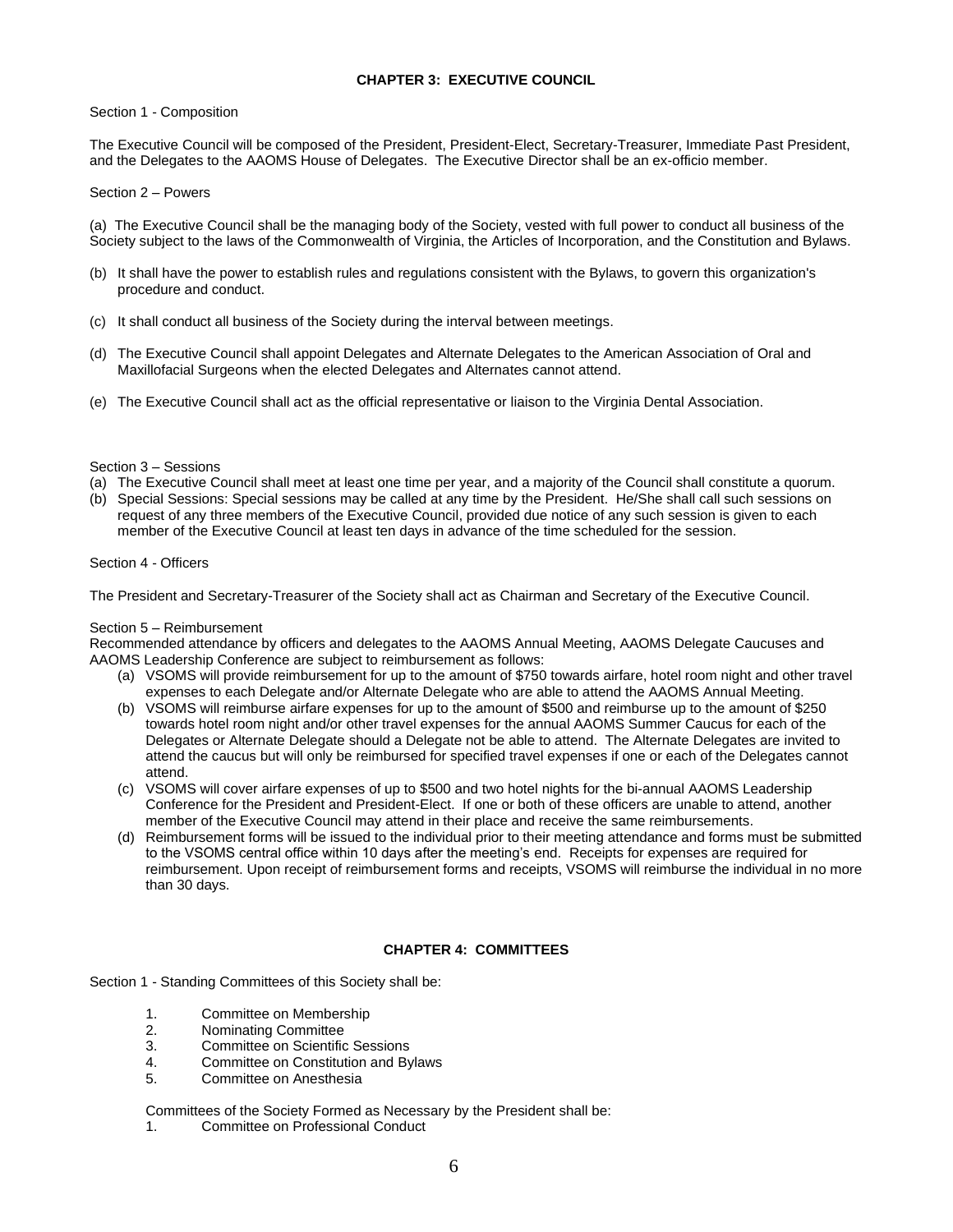## CHAPTER 3: EXECUTIVE COUNCIL

Section 1 - Composition

The Executive Council will be composed of the President, President-Elect, Secretary-Treasurer, Immediate Past President, and the Delegates to the AAOMS House of Delegates. The Executive Director shall be an ex-officio member.

Section 2 – Powers

(a) The Executive Council shall be the managing body of the Society, vested with full power to conduct all business of the Society subject to the laws of the Commonwealth of Virginia, the Articles of Incorporation, and the Constitution and Bylaws.

(b) It shall have the power to establish rules and regulations consistent with the Bylaws, to govern this organization's procedure and conduct.

(c) It shall conduct all business of the Society during the interval between meetings.

(d) The Executive Council shall appoint Delegates and Alternate Delegates to the American Association of Oral and Maxillofacial Surgeons when the elected Delegates and Alternates cannot attend.

(e) The Executive Council shall act as the official representative or liaison to the Virginia Dental Association.

Section 3 – Sessions

(a) The Executive Council shall meet at least one time per year, and a majority of the Council shall constitute a quorum.
(b) Special Sessions: Special sessions may be called at any time by the President. He/She shall call such sessions on request of any three members of the Executive Council, provided due notice of any such session is given to each member of the Executive Council at least ten days in advance of the time scheduled for the session.

Section 4 - Officers

The President and Secretary-Treasurer of the Society shall act as Chairman and Secretary of the Executive Council.

Section 5 – Reimbursement
Recommended attendance by officers and delegates to the AAOMS Annual Meeting, AAOMS Delegate Caucuses and AAOMS Leadership Conference are subject to reimbursement as follows:

(a) VSOMS will provide reimbursement for up to the amount of $750 towards airfare, hotel room night and other travel expenses to each Delegate and/or Alternate Delegate who are able to attend the AAOMS Annual Meeting.
(b) VSOMS will reimburse airfare expenses for up to the amount of $500 and reimburse up to the amount of $250 towards hotel room night and/or other travel expenses for the annual AAOMS Summer Caucus for each of the Delegates or Alternate Delegate should a Delegate not be able to attend. The Alternate Delegates are invited to attend the caucus but will only be reimbursed for specified travel expenses if one or each of the Delegates cannot attend.
(c) VSOMS will cover airfare expenses of up to $500 and two hotel nights for the bi-annual AAOMS Leadership Conference for the President and President-Elect. If one or both of these officers are unable to attend, another member of the Executive Council may attend in their place and receive the same reimbursements.
(d) Reimbursement forms will be issued to the individual prior to their meeting attendance and forms must be submitted to the VSOMS central office within 10 days after the meeting's end. Receipts for expenses are required for reimbursement. Upon receipt of reimbursement forms and receipts, VSOMS will reimburse the individual in no more than 30 days.

## CHAPTER 4: COMMITTEES

Section 1 - Standing Committees of this Society shall be:

1. Committee on Membership
2. Nominating Committee
3. Committee on Scientific Sessions
4. Committee on Constitution and Bylaws
5. Committee on Anesthesia

Committees of the Society Formed as Necessary by the President shall be:

1. Committee on Professional Conduct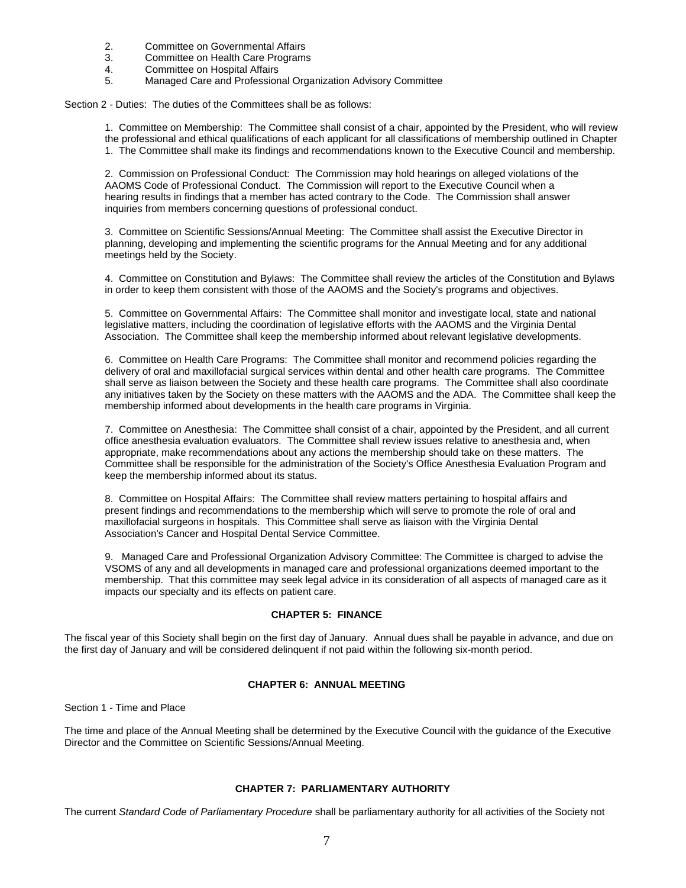2. Committee on Governmental Affairs
3. Committee on Health Care Programs
4. Committee on Hospital Affairs
5. Managed Care and Professional Organization Advisory Committee

Section 2 - Duties: The duties of the Committees shall be as follows:

1. Committee on Membership: The Committee shall consist of a chair, appointed by the President, who will review the professional and ethical qualifications of each applicant for all classifications of membership outlined in Chapter 1. The Committee shall make its findings and recommendations known to the Executive Council and membership.

2. Commission on Professional Conduct: The Commission may hold hearings on alleged violations of the AAOMS Code of Professional Conduct. The Commission will report to the Executive Council when a hearing results in findings that a member has acted contrary to the Code. The Commission shall answer inquiries from members concerning questions of professional conduct.

3. Committee on Scientific Sessions/Annual Meeting: The Committee shall assist the Executive Director in planning, developing and implementing the scientific programs for the Annual Meeting and for any additional meetings held by the Society.

4. Committee on Constitution and Bylaws: The Committee shall review the articles of the Constitution and Bylaws in order to keep them consistent with those of the AAOMS and the Society's programs and objectives.

5. Committee on Governmental Affairs: The Committee shall monitor and investigate local, state and national legislative matters, including the coordination of legislative efforts with the AAOMS and the Virginia Dental Association. The Committee shall keep the membership informed about relevant legislative developments.

6. Committee on Health Care Programs: The Committee shall monitor and recommend policies regarding the delivery of oral and maxillofacial surgical services within dental and other health care programs. The Committee shall serve as liaison between the Society and these health care programs. The Committee shall also coordinate any initiatives taken by the Society on these matters with the AAOMS and the ADA. The Committee shall keep the membership informed about developments in the health care programs in Virginia.

7. Committee on Anesthesia: The Committee shall consist of a chair, appointed by the President, and all current office anesthesia evaluation evaluators. The Committee shall review issues relative to anesthesia and, when appropriate, make recommendations about any actions the membership should take on these matters. The Committee shall be responsible for the administration of the Society's Office Anesthesia Evaluation Program and keep the membership informed about its status.

8. Committee on Hospital Affairs: The Committee shall review matters pertaining to hospital affairs and present findings and recommendations to the membership which will serve to promote the role of oral and maxillofacial surgeons in hospitals. This Committee shall serve as liaison with the Virginia Dental Association's Cancer and Hospital Dental Service Committee.

9. Managed Care and Professional Organization Advisory Committee: The Committee is charged to advise the VSOMS of any and all developments in managed care and professional organizations deemed important to the membership. That this committee may seek legal advice in its consideration of all aspects of managed care as it impacts our specialty and its effects on patient care.

## CHAPTER 5: FINANCE

The fiscal year of this Society shall begin on the first day of January. Annual dues shall be payable in advance, and due on the first day of January and will be considered delinquent if not paid within the following six-month period.

## CHAPTER 6: ANNUAL MEETING

Section 1 - Time and Place

The time and place of the Annual Meeting shall be determined by the Executive Council with the guidance of the Executive Director and the Committee on Scientific Sessions/Annual Meeting.

## CHAPTER 7: PARLIAMENTARY AUTHORITY

The current *Standard Code of Parliamentary Procedure* shall be parliamentary authority for all activities of the Society not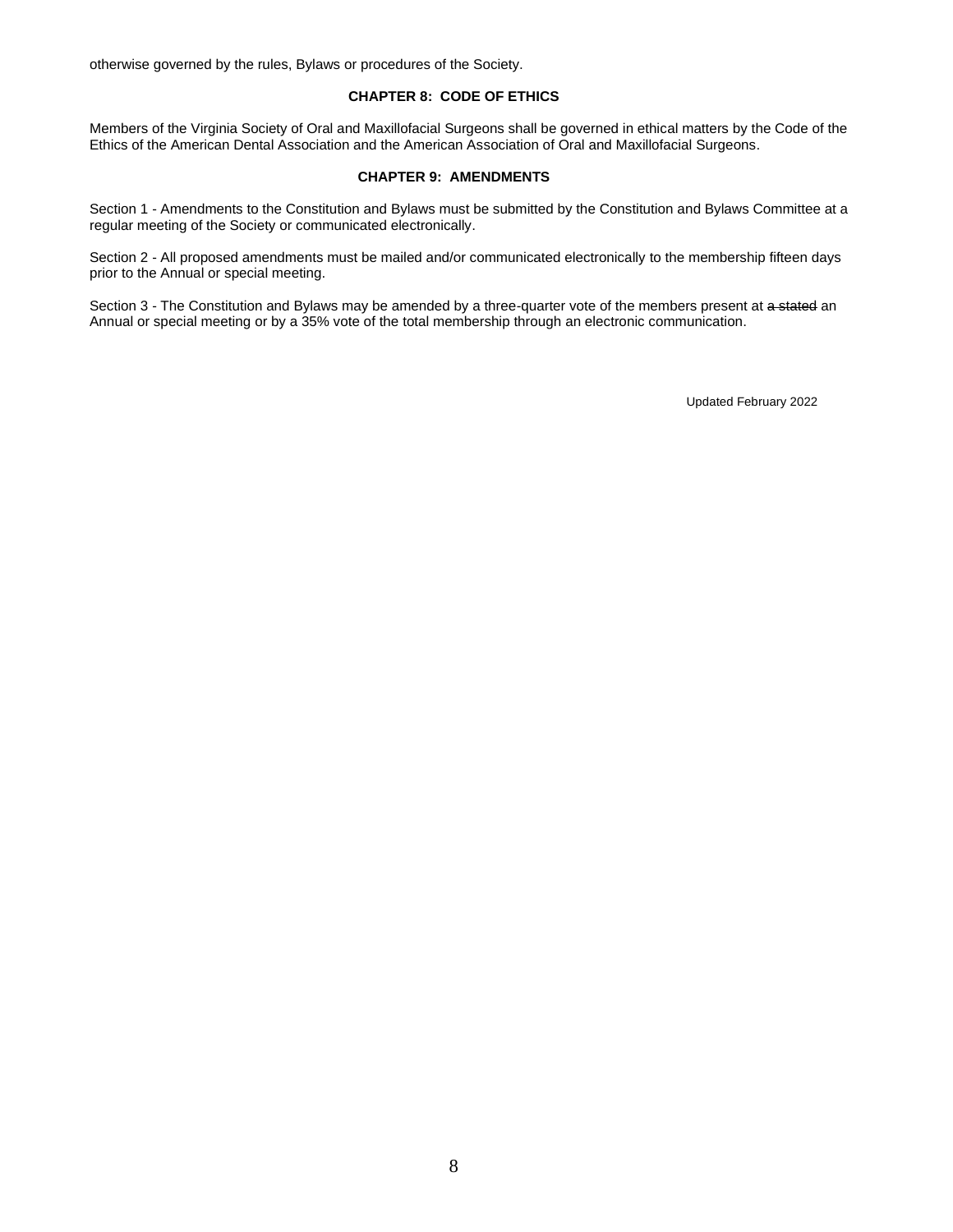otherwise governed by the rules, Bylaws or procedures of the Society.

## CHAPTER 8: CODE OF ETHICS

Members of the Virginia Society of Oral and Maxillofacial Surgeons shall be governed in ethical matters by the Code of the Ethics of the American Dental Association and the American Association of Oral and Maxillofacial Surgeons.

## CHAPTER 9: AMENDMENTS

Section 1 - Amendments to the Constitution and Bylaws must be submitted by the Constitution and Bylaws Committee at a regular meeting of the Society or communicated electronically.

Section 2 - All proposed amendments must be mailed and/or communicated electronically to the membership fifteen days prior to the Annual or special meeting.

Section 3 - The Constitution and Bylaws may be amended by a three-quarter vote of the members present at ~~a stated~~ an Annual or special meeting or by a 35% vote of the total membership through an electronic communication.

Updated February 2022